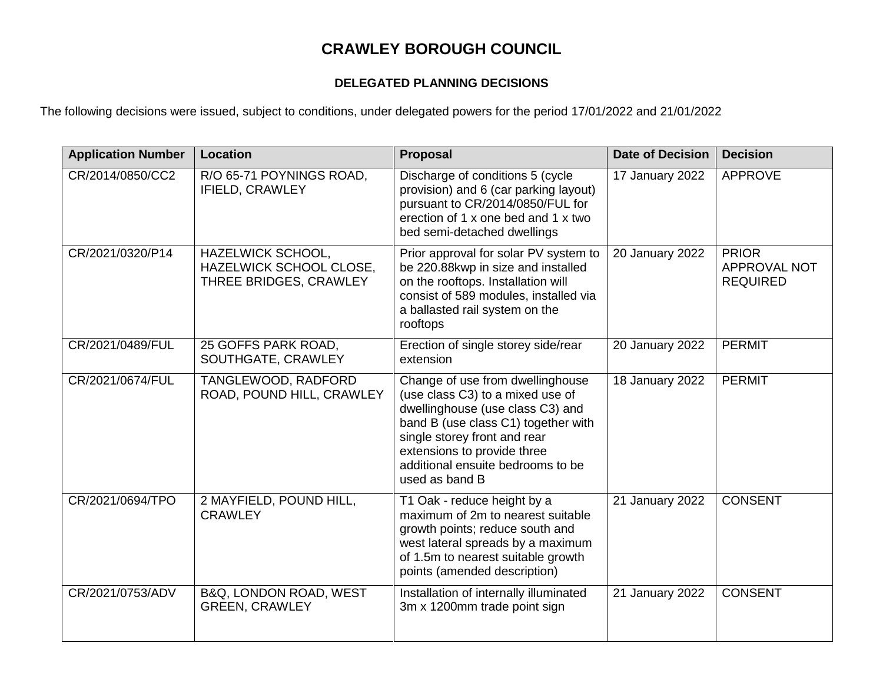# CRAWLEY BOROUGH COUNCIL

## DELEGATED PLANNING DECISIONS

The following decisions were issued, subject to conditions, under delegated powers for the period 17/01/2022 and 21/01/2022

| Application Number | Location | Proposal | Date of Decision | Decision |
|---|---|---|---|---|
| CR/2014/0850/CC2 | R/O 65-71 POYNINGS ROAD, IFIELD, CRAWLEY | Discharge of conditions 5 (cycle provision) and 6 (car parking layout) pursuant to CR/2014/0850/FUL for erection of 1 x one bed and 1 x two bed semi-detached dwellings | 17 January 2022 | APPROVE |
| CR/2021/0320/P14 | HAZELWICK SCHOOL, HAZELWICK SCHOOL CLOSE, THREE BRIDGES, CRAWLEY | Prior approval for solar PV system to be 220.88kwp in size and installed on the rooftops. Installation will consist of 589 modules, installed via a ballasted rail system on the rooftops | 20 January 2022 | PRIOR APPROVAL NOT REQUIRED |
| CR/2021/0489/FUL | 25 GOFFS PARK ROAD, SOUTHGATE, CRAWLEY | Erection of single storey side/rear extension | 20 January 2022 | PERMIT |
| CR/2021/0674/FUL | TANGLEWOOD, RADFORD ROAD, POUND HILL, CRAWLEY | Change of use from dwellinghouse (use class C3) to a mixed use of dwellinghouse (use class C3) and band B (use class C1) together with single storey front and rear extensions to provide three additional ensuite bedrooms to be used as band B | 18 January 2022 | PERMIT |
| CR/2021/0694/TPO | 2 MAYFIELD, POUND HILL, CRAWLEY | T1 Oak - reduce height by a maximum of 2m to nearest suitable growth points; reduce south and west lateral spreads by a maximum of 1.5m to nearest suitable growth points (amended description) | 21 January 2022 | CONSENT |
| CR/2021/0753/ADV | B&Q, LONDON ROAD, WEST GREEN, CRAWLEY | Installation of internally illuminated 3m x 1200mm trade point sign | 21 January 2022 | CONSENT |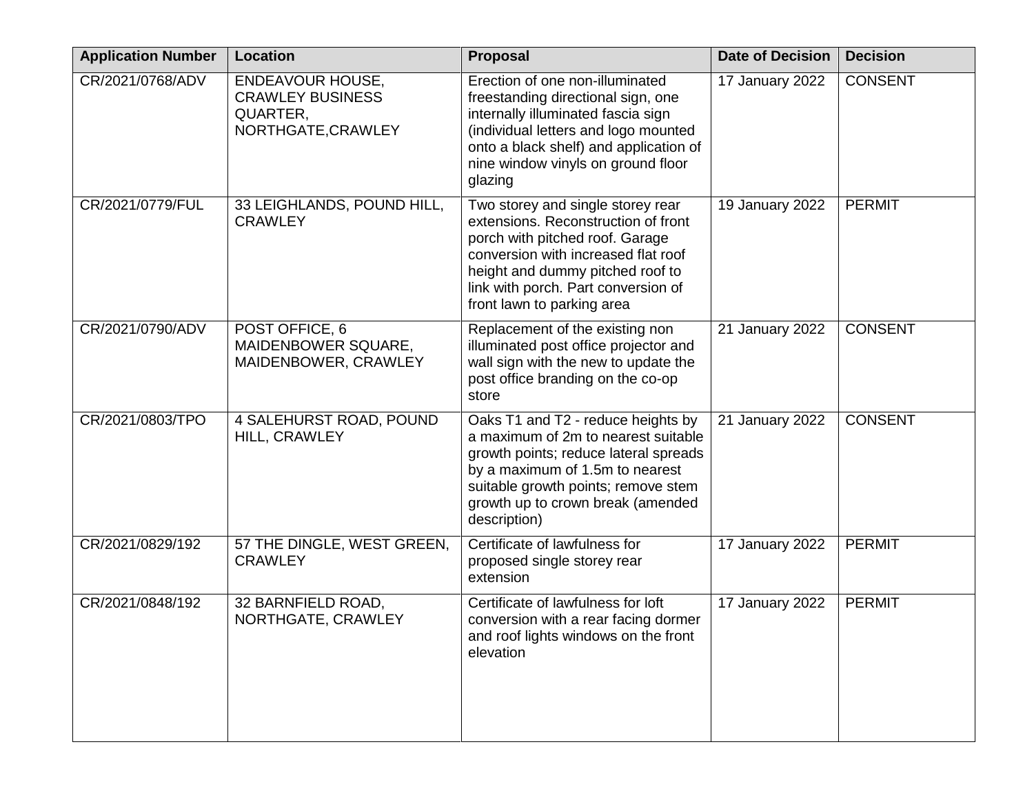| Application Number | Location | Proposal | Date of Decision | Decision |
|---|---|---|---|---|
| CR/2021/0768/ADV | ENDEAVOUR HOUSE, CRAWLEY BUSINESS QUARTER, NORTHGATE,CRAWLEY | Erection of one non-illuminated freestanding directional sign, one internally illuminated fascia sign (individual letters and logo mounted onto a black shelf) and application of nine window vinyls on ground floor glazing | 17 January 2022 | CONSENT |
| CR/2021/0779/FUL | 33 LEIGHLANDS, POUND HILL, CRAWLEY | Two storey and single storey rear extensions. Reconstruction of front porch with pitched roof. Garage conversion with increased flat roof height and dummy pitched roof to link with porch. Part conversion of front lawn to parking area | 19 January 2022 | PERMIT |
| CR/2021/0790/ADV | POST OFFICE, 6 MAIDENBOWER SQUARE, MAIDENBOWER, CRAWLEY | Replacement of the existing non illuminated post office projector and wall sign with the new to update the post office branding on the co-op store | 21 January 2022 | CONSENT |
| CR/2021/0803/TPO | 4 SALEHURST ROAD, POUND HILL, CRAWLEY | Oaks T1 and T2 - reduce heights by a maximum of 2m to nearest suitable growth points; reduce lateral spreads by a maximum of 1.5m to nearest suitable growth points; remove stem growth up to crown break (amended description) | 21 January 2022 | CONSENT |
| CR/2021/0829/192 | 57 THE DINGLE, WEST GREEN, CRAWLEY | Certificate of lawfulness for proposed single storey rear extension | 17 January 2022 | PERMIT |
| CR/2021/0848/192 | 32 BARNFIELD ROAD, NORTHGATE, CRAWLEY | Certificate of lawfulness for loft conversion with a rear facing dormer and roof lights windows on the front elevation | 17 January 2022 | PERMIT |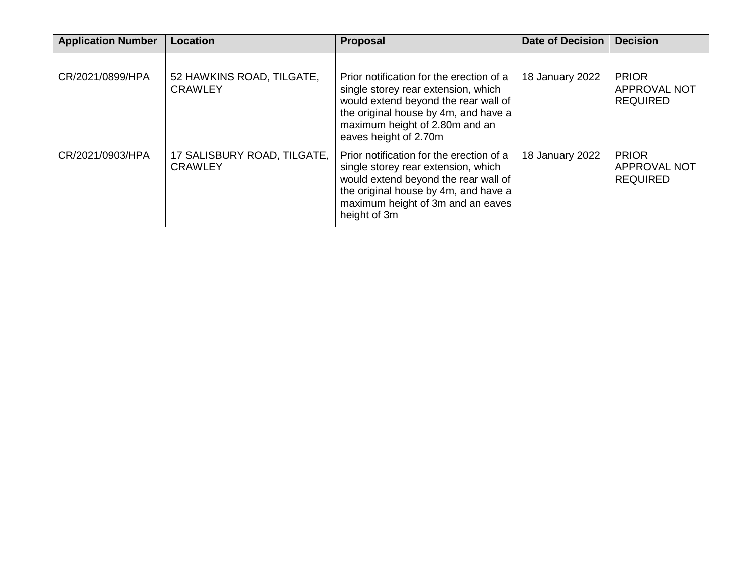| Application Number | Location | Proposal | Date of Decision | Decision |
|---|---|---|---|---|
| | | | | |
| CR/2021/0899/HPA | 52 HAWKINS ROAD, TILGATE, CRAWLEY | Prior notification for the erection of a single storey rear extension, which would extend beyond the rear wall of the original house by 4m, and have a maximum height of 2.80m and an eaves height of 2.70m | 18 January 2022 | PRIOR APPROVAL NOT REQUIRED |
| CR/2021/0903/HPA | 17 SALISBURY ROAD, TILGATE, CRAWLEY | Prior notification for the erection of a single storey rear extension, which would extend beyond the rear wall of the original house by 4m, and have a maximum height of 3m and an eaves height of 3m | 18 January 2022 | PRIOR APPROVAL NOT REQUIRED |